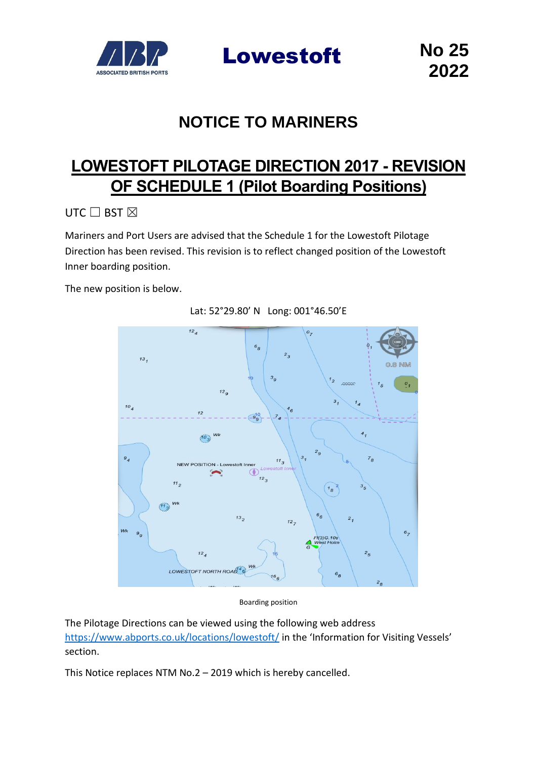Lowestoft

No 25
2022

# NOTICE TO MARINERS

## LOWESTOFT PILOTAGE DIRECTION 2017 - REVISION OF SCHEDULE 1 (Pilot Boarding Positions)

UTC ☐ BST ☒

Mariners and Port Users are advised that the Schedule 1 for the Lowestoft Pilotage Direction has been revised. This revision is to reflect changed position of the Lowestoft Inner boarding position.

The new position is below.

Lat: 52°29.80' N Long: 001°46.50'E

Boarding position

The Pilotage Directions can be viewed using the following web address https://www.abports.co.uk/locations/lowestoft/ in the 'Information for Visiting Vessels' section.

This Notice replaces NTM No.2 – 2019 which is hereby cancelled.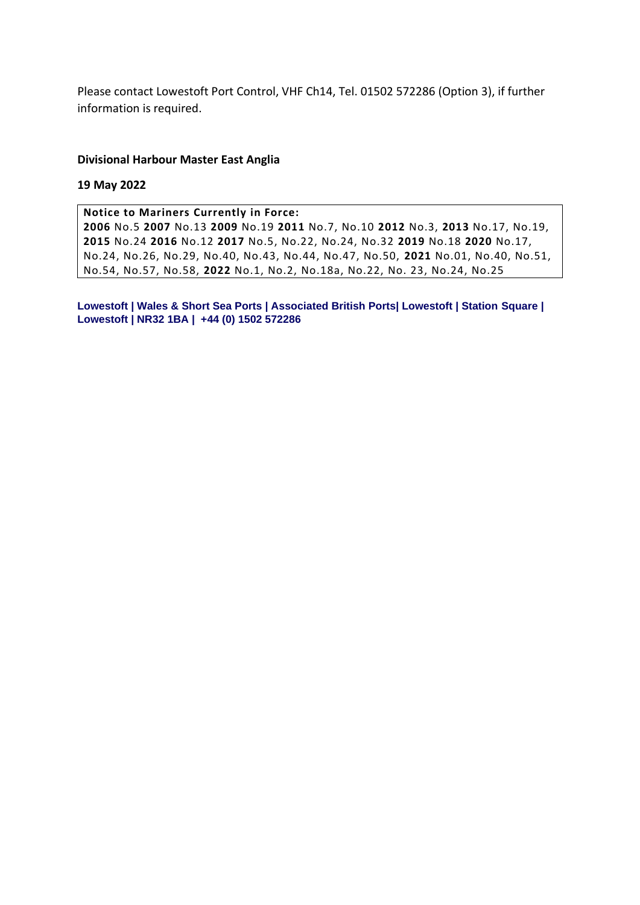Please contact Lowestoft Port Control, VHF Ch14, Tel. 01502 572286 (Option 3), if further information is required.

**Divisional Harbour Master East Anglia**

**19 May 2022**

**Notice to Mariners Currently in Force:**
**2006** No.5 **2007** No.13 **2009** No.19 **2011** No.7, No.10 **2012** No.3, **2013** No.17, No.19, **2015** No.24 **2016** No.12 **2017** No.5, No.22, No.24, No.32 **2019** No.18 **2020** No.17, No.24, No.26, No.29, No.40, No.43, No.44, No.47, No.50, **2021** No.01, No.40, No.51, No.54, No.57, No.58, **2022** No.1, No.2, No.18a, No.22, No. 23, No.24, No.25

**Lowestoft | Wales & Short Sea Ports | Associated British Ports| Lowestoft | Station Square | Lowestoft | NR32 1BA | +44 (0) 1502 572286**